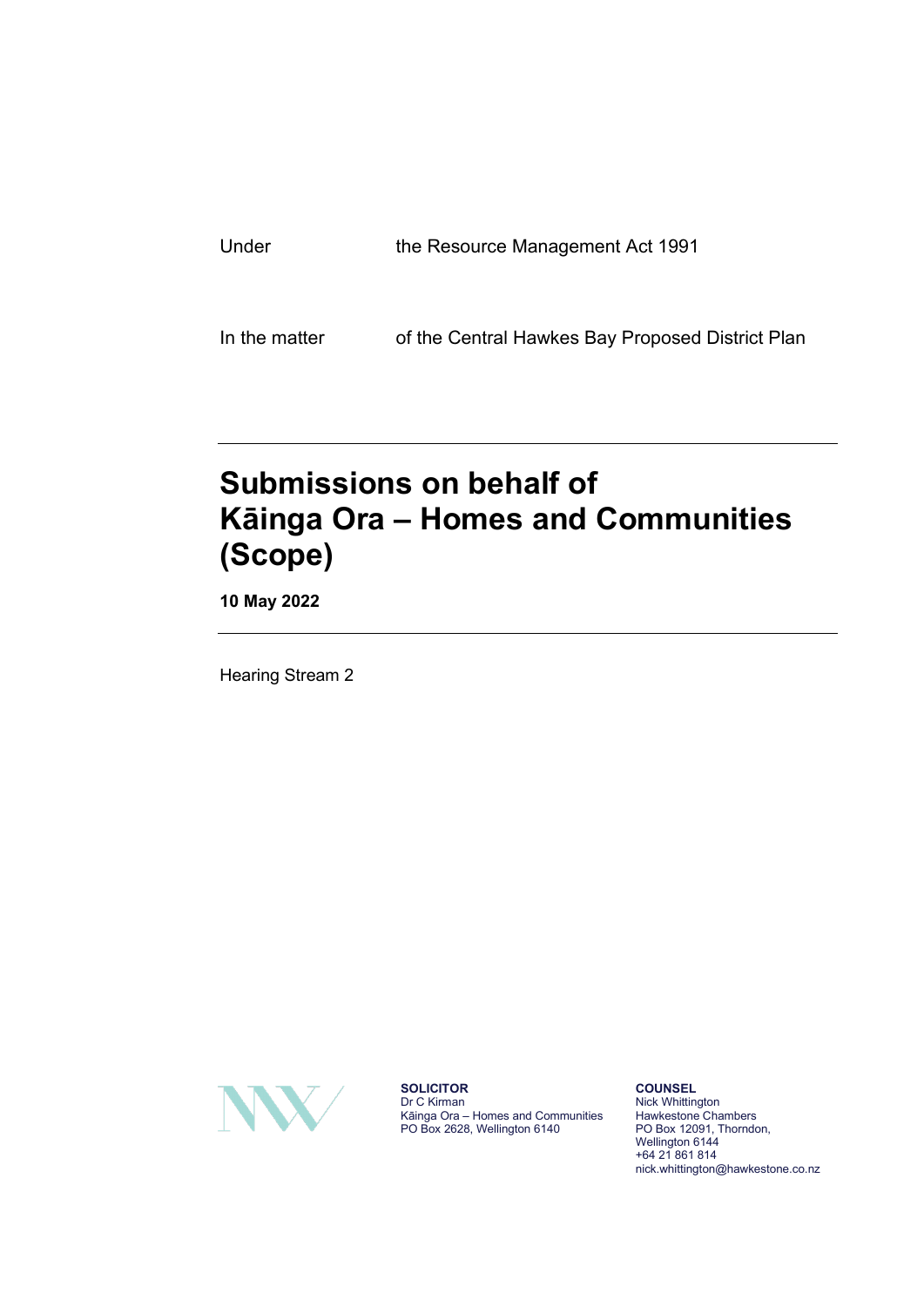Under the Resource Management Act 1991

In the matter of the Central Hawkes Bay Proposed District Plan

# Submissions on behalf of Kāinga Ora – Homes and Communities (Scope)

**10 May 2022**

Hearing Stream 2

**SOLICITOR**
Dr C Kirman
Kāinga Ora – Homes and Communities
PO Box 2628, Wellington 6140

**COUNSEL**
Nick Whittington
Hawkestone Chambers
PO Box 12091, Thorndon,
Wellington 6144
+64 21 861 814
nick.whittington@hawkestone.co.nz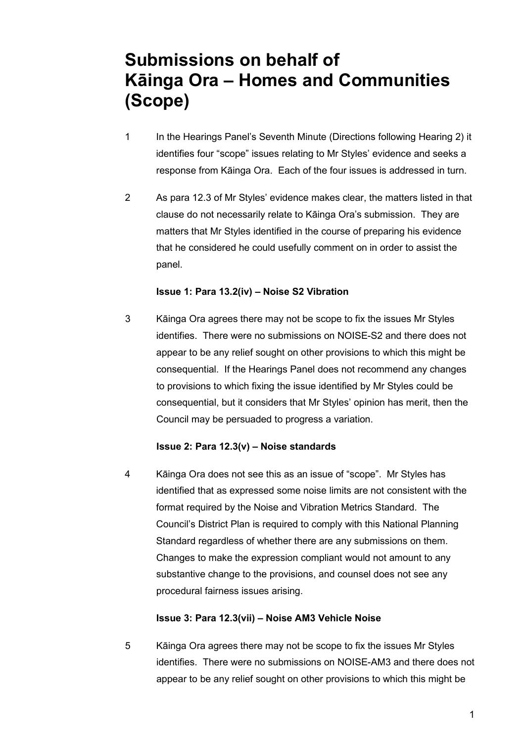# Submissions on behalf of Kāinga Ora – Homes and Communities (Scope)

1 In the Hearings Panel's Seventh Minute (Directions following Hearing 2) it identifies four "scope" issues relating to Mr Styles' evidence and seeks a response from Kāinga Ora. Each of the four issues is addressed in turn.

2 As para 12.3 of Mr Styles' evidence makes clear, the matters listed in that clause do not necessarily relate to Kāinga Ora's submission. They are matters that Mr Styles identified in the course of preparing his evidence that he considered he could usefully comment on in order to assist the panel.

**Issue 1: Para 13.2(iv) – Noise S2 Vibration**

3 Kāinga Ora agrees there may not be scope to fix the issues Mr Styles identifies. There were no submissions on NOISE-S2 and there does not appear to be any relief sought on other provisions to which this might be consequential. If the Hearings Panel does not recommend any changes to provisions to which fixing the issue identified by Mr Styles could be consequential, but it considers that Mr Styles' opinion has merit, then the Council may be persuaded to progress a variation.

**Issue 2: Para 12.3(v) – Noise standards**

4 Kāinga Ora does not see this as an issue of "scope". Mr Styles has identified that as expressed some noise limits are not consistent with the format required by the Noise and Vibration Metrics Standard. The Council's District Plan is required to comply with this National Planning Standard regardless of whether there are any submissions on them. Changes to make the expression compliant would not amount to any substantive change to the provisions, and counsel does not see any procedural fairness issues arising.

**Issue 3: Para 12.3(vii) – Noise AM3 Vehicle Noise**

5 Kāinga Ora agrees there may not be scope to fix the issues Mr Styles identifies. There were no submissions on NOISE-AM3 and there does not appear to be any relief sought on other provisions to which this might be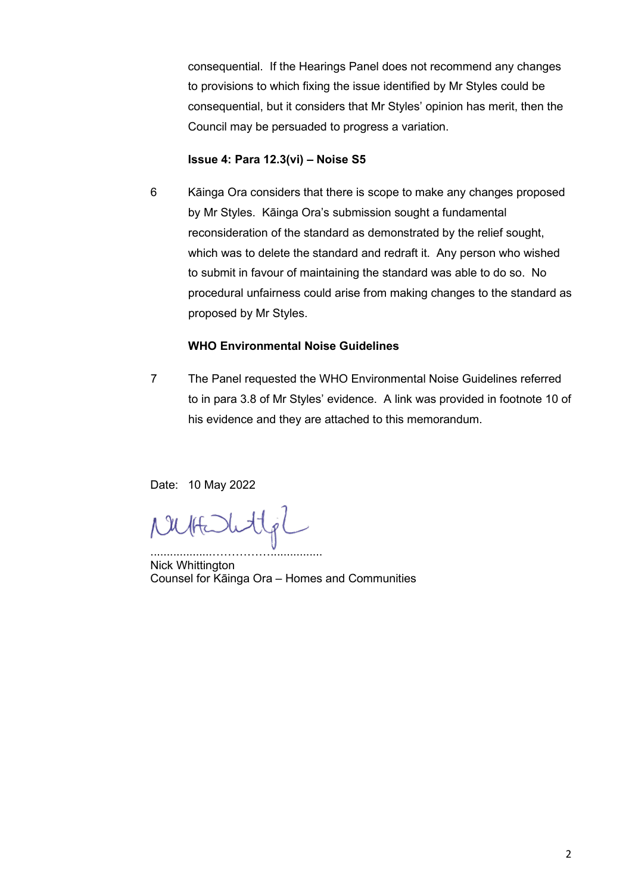consequential. If the Hearings Panel does not recommend any changes to provisions to which fixing the issue identified by Mr Styles could be consequential, but it considers that Mr Styles' opinion has merit, then the Council may be persuaded to progress a variation.

**Issue 4: Para 12.3(vi) – Noise S5**

6 Kāinga Ora considers that there is scope to make any changes proposed by Mr Styles. Kāinga Ora's submission sought a fundamental reconsideration of the standard as demonstrated by the relief sought, which was to delete the standard and redraft it. Any person who wished to submit in favour of maintaining the standard was able to do so. No procedural unfairness could arise from making changes to the standard as proposed by Mr Styles.

**WHO Environmental Noise Guidelines**

7 The Panel requested the WHO Environmental Noise Guidelines referred to in para 3.8 of Mr Styles' evidence. A link was provided in footnote 10 of his evidence and they are attached to this memorandum.

Date: 10 May 2022

..................……………...............
Nick Whittington
Counsel for Kāinga Ora – Homes and Communities